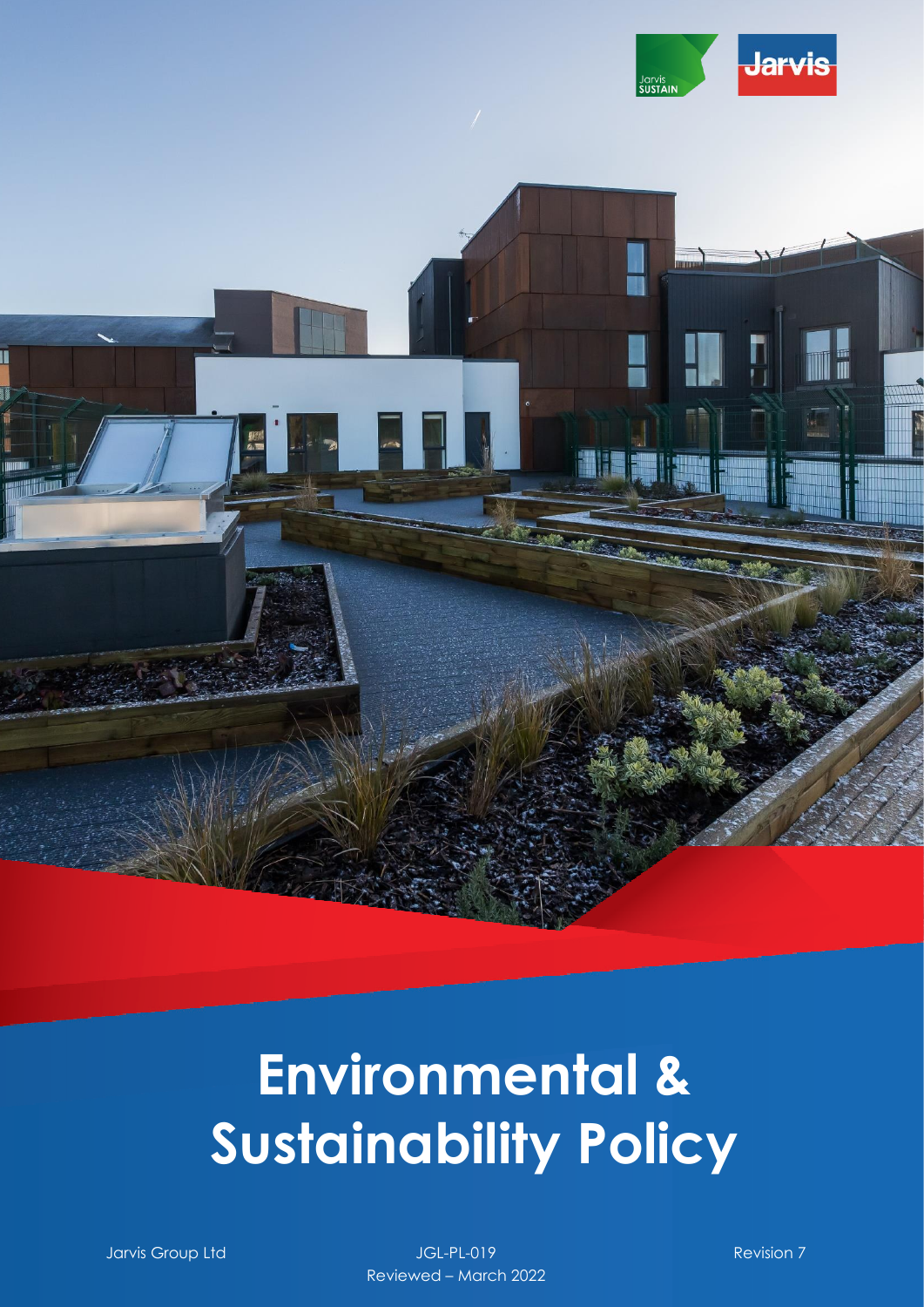# Environmental & Sustainability Policy

Jarvis Group Ltd

JGL-PL-019

Reviewed – March 2022

Revision 7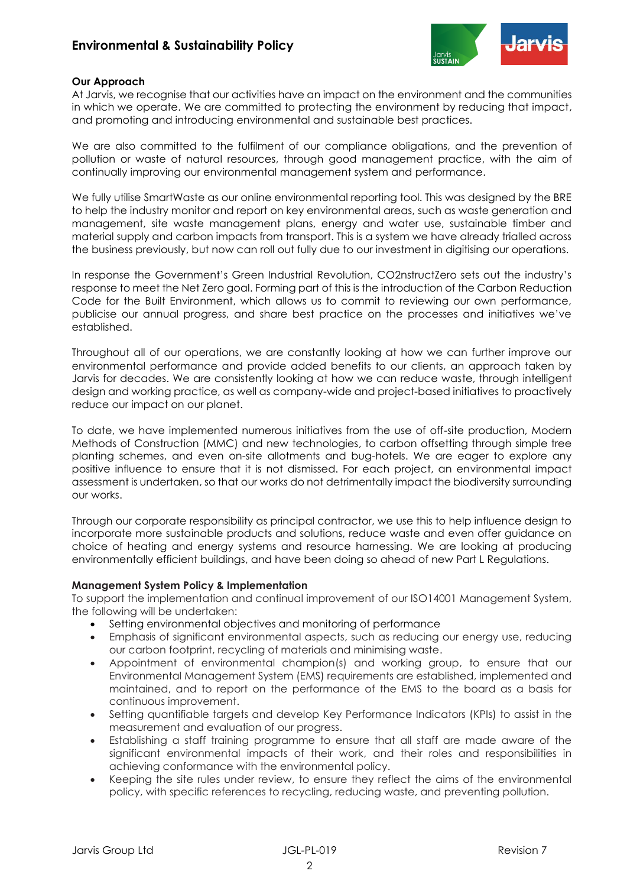## Our Approach

At Jarvis, we recognise that our activities have an impact on the environment and the communities in which we operate. We are committed to protecting the environment by reducing that impact, and promoting and introducing environmental and sustainable best practices.

We are also committed to the fulfilment of our compliance obligations, and the prevention of pollution or waste of natural resources, through good management practice, with the aim of continually improving our environmental management system and performance.

We fully utilise SmartWaste as our online environmental reporting tool. This was designed by the BRE to help the industry monitor and report on key environmental areas, such as waste generation and management, site waste management plans, energy and water use, sustainable timber and material supply and carbon impacts from transport. This is a system we have already trialled across the business previously, but now can roll out fully due to our investment in digitising our operations.

In response the Government's Green Industrial Revolution, CO2nstructZero sets out the industry's response to meet the Net Zero goal. Forming part of this is the introduction of the Carbon Reduction Code for the Built Environment, which allows us to commit to reviewing our own performance, publicise our annual progress, and share best practice on the processes and initiatives we've established.

Throughout all of our operations, we are constantly looking at how we can further improve our environmental performance and provide added benefits to our clients, an approach taken by Jarvis for decades. We are consistently looking at how we can reduce waste, through intelligent design and working practice, as well as company-wide and project-based initiatives to proactively reduce our impact on our planet.

To date, we have implemented numerous initiatives from the use of off-site production, Modern Methods of Construction (MMC) and new technologies, to carbon offsetting through simple tree planting schemes, and even on-site allotments and bug-hotels. We are eager to explore any positive influence to ensure that it is not dismissed. For each project, an environmental impact assessment is undertaken, so that our works do not detrimentally impact the biodiversity surrounding our works.

Through our corporate responsibility as principal contractor, we use this to help influence design to incorporate more sustainable products and solutions, reduce waste and even offer guidance on choice of heating and energy systems and resource harnessing. We are looking at producing environmentally efficient buildings, and have been doing so ahead of new Part L Regulations.

## Management System Policy & Implementation

To support the implementation and continual improvement of our ISO14001 Management System, the following will be undertaken:

- Setting environmental objectives and monitoring of performance
- Emphasis of significant environmental aspects, such as reducing our energy use, reducing our carbon footprint, recycling of materials and minimising waste.
- Appointment of environmental champion(s) and working group, to ensure that our Environmental Management System (EMS) requirements are established, implemented and maintained, and to report on the performance of the EMS to the board as a basis for continuous improvement.
- Setting quantifiable targets and develop Key Performance Indicators (KPIs) to assist in the measurement and evaluation of our progress.
- Establishing a staff training programme to ensure that all staff are made aware of the significant environmental impacts of their work, and their roles and responsibilities in achieving conformance with the environmental policy.
- Keeping the site rules under review, to ensure they reflect the aims of the environmental policy, with specific references to recycling, reducing waste, and preventing pollution.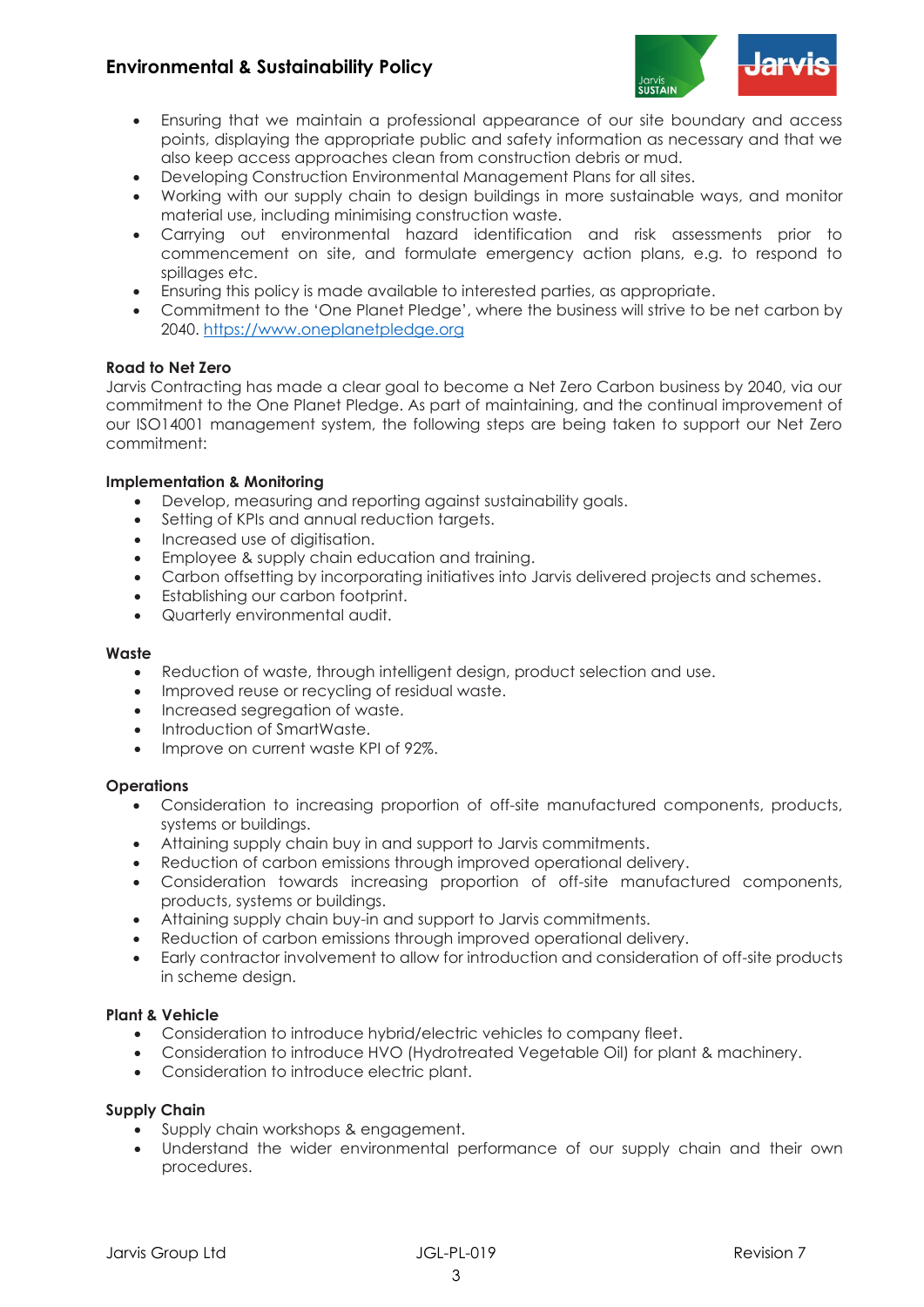- Ensuring that we maintain a professional appearance of our site boundary and access points, displaying the appropriate public and safety information as necessary and that we also keep access approaches clean from construction debris or mud.
- Developing Construction Environmental Management Plans for all sites.
- Working with our supply chain to design buildings in more sustainable ways, and monitor material use, including minimising construction waste.
- Carrying out environmental hazard identification and risk assessments prior to commencement on site, and formulate emergency action plans, e.g. to respond to spillages etc.
- Ensuring this policy is made available to interested parties, as appropriate.
- Commitment to the 'One Planet Pledge', where the business will strive to be net carbon by 2040. [https://www.oneplanetpledge.org](https://www.oneplanetpledge.org)

**Road to Net Zero**

Jarvis Contracting has made a clear goal to become a Net Zero Carbon business by 2040, via our commitment to the One Planet Pledge. As part of maintaining, and the continual improvement of our ISO14001 management system, the following steps are being taken to support our Net Zero commitment:

**Implementation & Monitoring**

- Develop, measuring and reporting against sustainability goals.
- Setting of KPIs and annual reduction targets.
- Increased use of digitisation.
- Employee & supply chain education and training.
- Carbon offsetting by incorporating initiatives into Jarvis delivered projects and schemes.
- Establishing our carbon footprint.
- Quarterly environmental audit.

**Waste**

- Reduction of waste, through intelligent design, product selection and use.
- Improved reuse or recycling of residual waste.
- Increased segregation of waste.
- Introduction of SmartWaste.
- Improve on current waste KPI of 92%.

**Operations**

- Consideration to increasing proportion of off-site manufactured components, products, systems or buildings.
- Attaining supply chain buy in and support to Jarvis commitments.
- Reduction of carbon emissions through improved operational delivery.
- Consideration towards increasing proportion of off-site manufactured components, products, systems or buildings.
- Attaining supply chain buy-in and support to Jarvis commitments.
- Reduction of carbon emissions through improved operational delivery.
- Early contractor involvement to allow for introduction and consideration of off-site products in scheme design.

**Plant & Vehicle**

- Consideration to introduce hybrid/electric vehicles to company fleet.
- Consideration to introduce HVO (Hydrotreated Vegetable Oil) for plant & machinery.
- Consideration to introduce electric plant.

**Supply Chain**

- Supply chain workshops & engagement.
- Understand the wider environmental performance of our supply chain and their own procedures.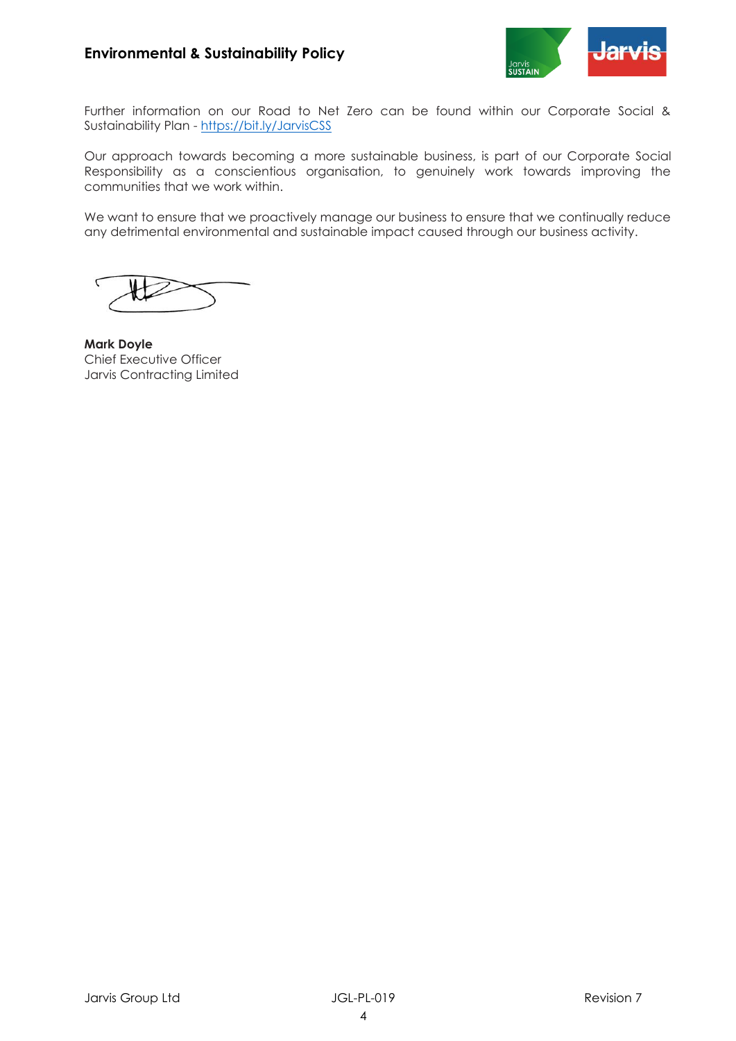Further information on our Road to Net Zero can be found within our Corporate Social & Sustainability Plan - https://bit.ly/JarvisCSS

Our approach towards becoming a more sustainable business, is part of our Corporate Social Responsibility as a conscientious organisation, to genuinely work towards improving the communities that we work within.

We want to ensure that we proactively manage our business to ensure that we continually reduce any detrimental environmental and sustainable impact caused through our business activity.

**Mark Doyle**
Chief Executive Officer
Jarvis Contracting Limited